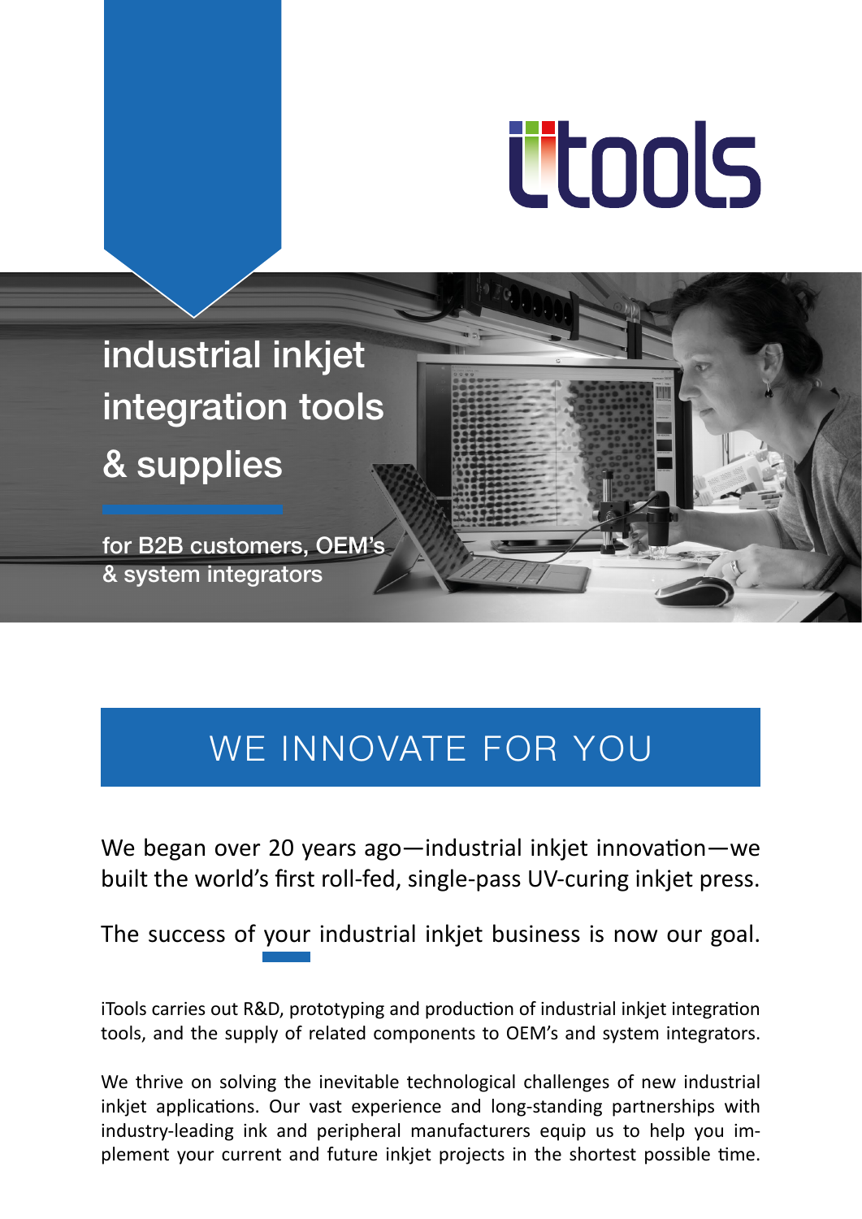itools

# industrial inkjet integration tools & supplies

for B2B customers, OEM's & system integrators

## WE INNOVATE FOR YOU

We began over 20 years ago—industrial inkjet innovation—we built the world's first roll-fed, single-pass UV-curing inkjet press.

The success of your industrial inkjet business is now our goal.

iTools carries out R&D, prototyping and production of industrial inkjet integration tools, and the supply of related components to OEM's and system integrators.

We thrive on solving the inevitable technological challenges of new industrial inkjet applications. Our vast experience and long-standing partnerships with industry-leading ink and peripheral manufacturers equip us to help you implement your current and future inkjet projects in the shortest possible time.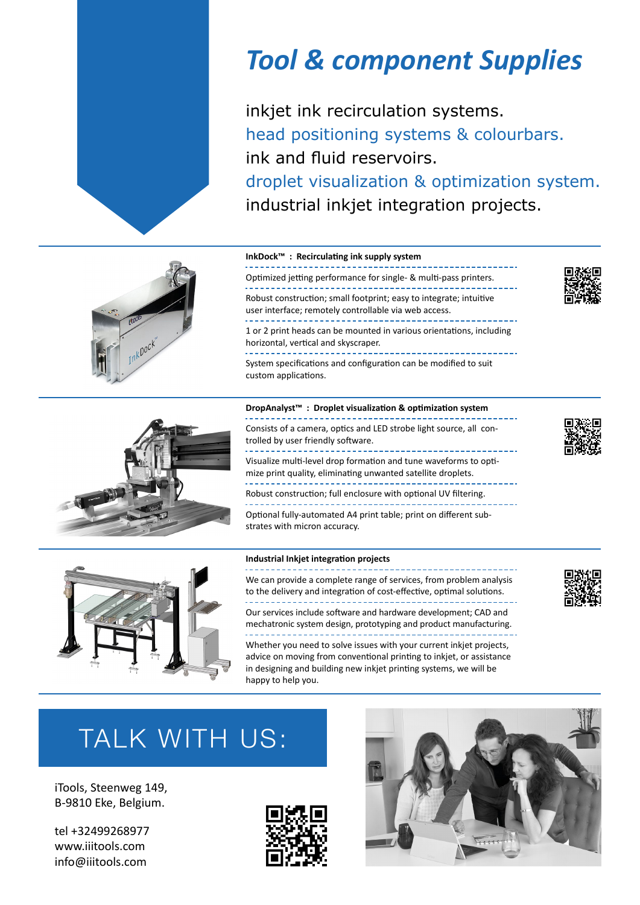# *Tool & component Supplies*

inkjet ink recirculation systems.
head positioning systems & colourbars.
ink and fluid reservoirs.
droplet visualization & optimization system.
industrial inkjet integration projects.

**InkDock™ : Recirculating ink supply system**

Optimized jetting performance for single- & multi-pass printers.

Robust construction; small footprint; easy to integrate; intuitive user interface; remotely controllable via web access.

1 or 2 print heads can be mounted in various orientations, including horizontal, vertical and skyscraper.

System specifications and configuration can be modified to suit custom applications.

**DropAnalyst™ : Droplet visualization & optimization system**

Consists of a camera, optics and LED strobe light source, all controlled by user friendly software.

Visualize multi-level drop formation and tune waveforms to optimize print quality, eliminating unwanted satellite droplets.

Robust construction; full enclosure with optional UV filtering.

Optional fully-automated A4 print table; print on different substrates with micron accuracy.

**Industrial Inkjet integration projects**

We can provide a complete range of services, from problem analysis to the delivery and integration of cost-effective, optimal solutions.

Our services include software and hardware development; CAD and mechatronic system design, prototyping and product manufacturing.

Whether you need to solve issues with your current inkjet projects, advice on moving from conventional printing to inkjet, or assistance in designing and building new inkjet printing systems, we will be happy to help you.

# TALK WITH US:

iTools, Steenweg 149,
B-9810 Eke, Belgium.

tel +32499268977
www.iiitools.com
info@iiitools.com